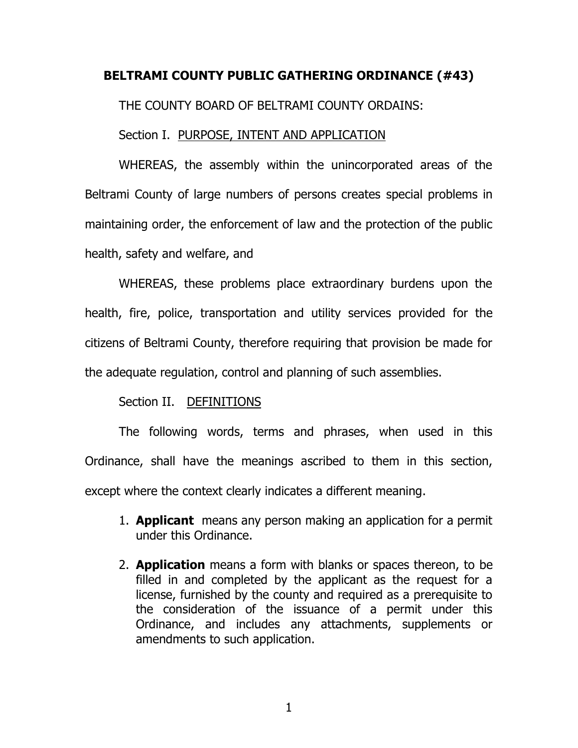# BELTRAMI COUNTY PUBLIC GATHERING ORDINANCE (#43)

THE COUNTY BOARD OF BELTRAMI COUNTY ORDAINS:

## Section I. PURPOSE, INTENT AND APPLICATION

WHEREAS, the assembly within the unincorporated areas of the Beltrami County of large numbers of persons creates special problems in maintaining order, the enforcement of law and the protection of the public health, safety and welfare, and

WHEREAS, these problems place extraordinary burdens upon the health, fire, police, transportation and utility services provided for the citizens of Beltrami County, therefore requiring that provision be made for the adequate regulation, control and planning of such assemblies.

## Section II. DEFINITIONS

The following words, terms and phrases, when used in this Ordinance, shall have the meanings ascribed to them in this section, except where the context clearly indicates a different meaning.

1. **Applicant** means any person making an application for a permit under this Ordinance.
2. **Application** means a form with blanks or spaces thereon, to be filled in and completed by the applicant as the request for a license, furnished by the county and required as a prerequisite to the consideration of the issuance of a permit under this Ordinance, and includes any attachments, supplements or amendments to such application.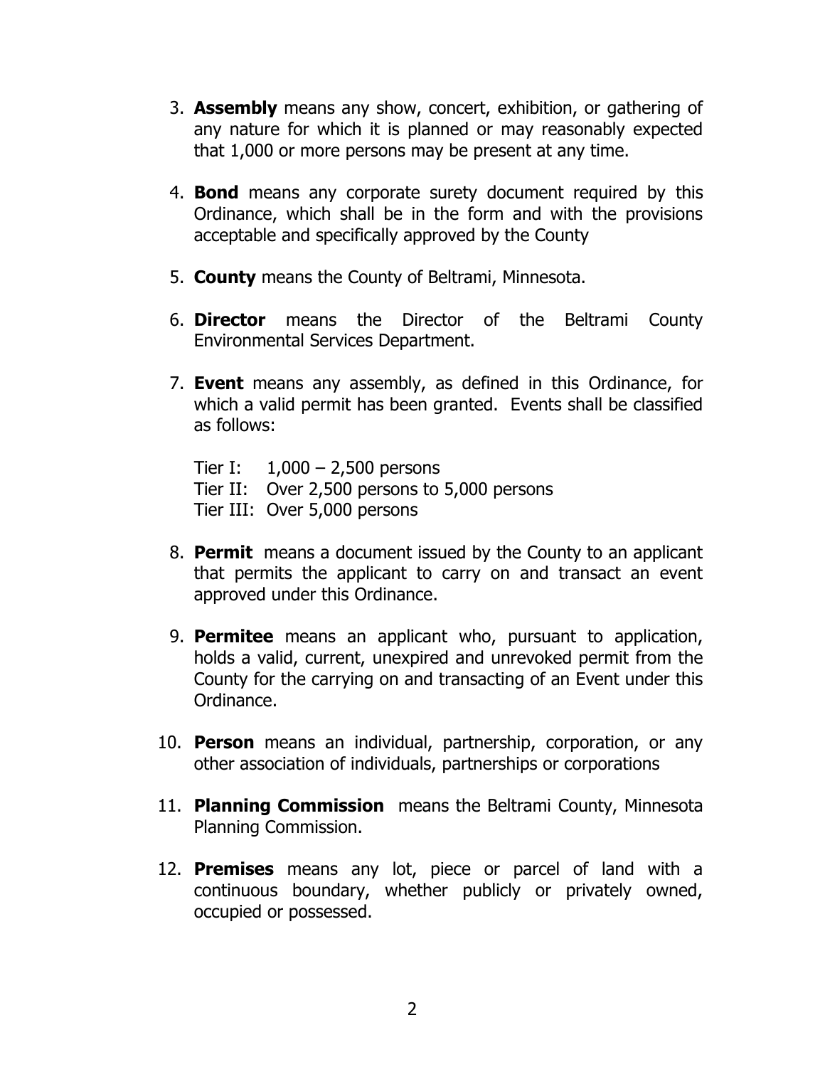3. **Assembly** means any show, concert, exhibition, or gathering of any nature for which it is planned or may reasonably expected that 1,000 or more persons may be present at any time.

4. **Bond** means any corporate surety document required by this Ordinance, which shall be in the form and with the provisions acceptable and specifically approved by the County

5. **County** means the County of Beltrami, Minnesota.

6. **Director** means the Director of the Beltrami County Environmental Services Department.

7. **Event** means any assembly, as defined in this Ordinance, for which a valid permit has been granted. Events shall be classified as follows:

   Tier I: 1,000 – 2,500 persons
   Tier II: Over 2,500 persons to 5,000 persons
   Tier III: Over 5,000 persons

8. **Permit** means a document issued by the County to an applicant that permits the applicant to carry on and transact an event approved under this Ordinance.

9. **Permitee** means an applicant who, pursuant to application, holds a valid, current, unexpired and unrevoked permit from the County for the carrying on and transacting of an Event under this Ordinance.

10. **Person** means an individual, partnership, corporation, or any other association of individuals, partnerships or corporations

11. **Planning Commission** means the Beltrami County, Minnesota Planning Commission.

12. **Premises** means any lot, piece or parcel of land with a continuous boundary, whether publicly or privately owned, occupied or possessed.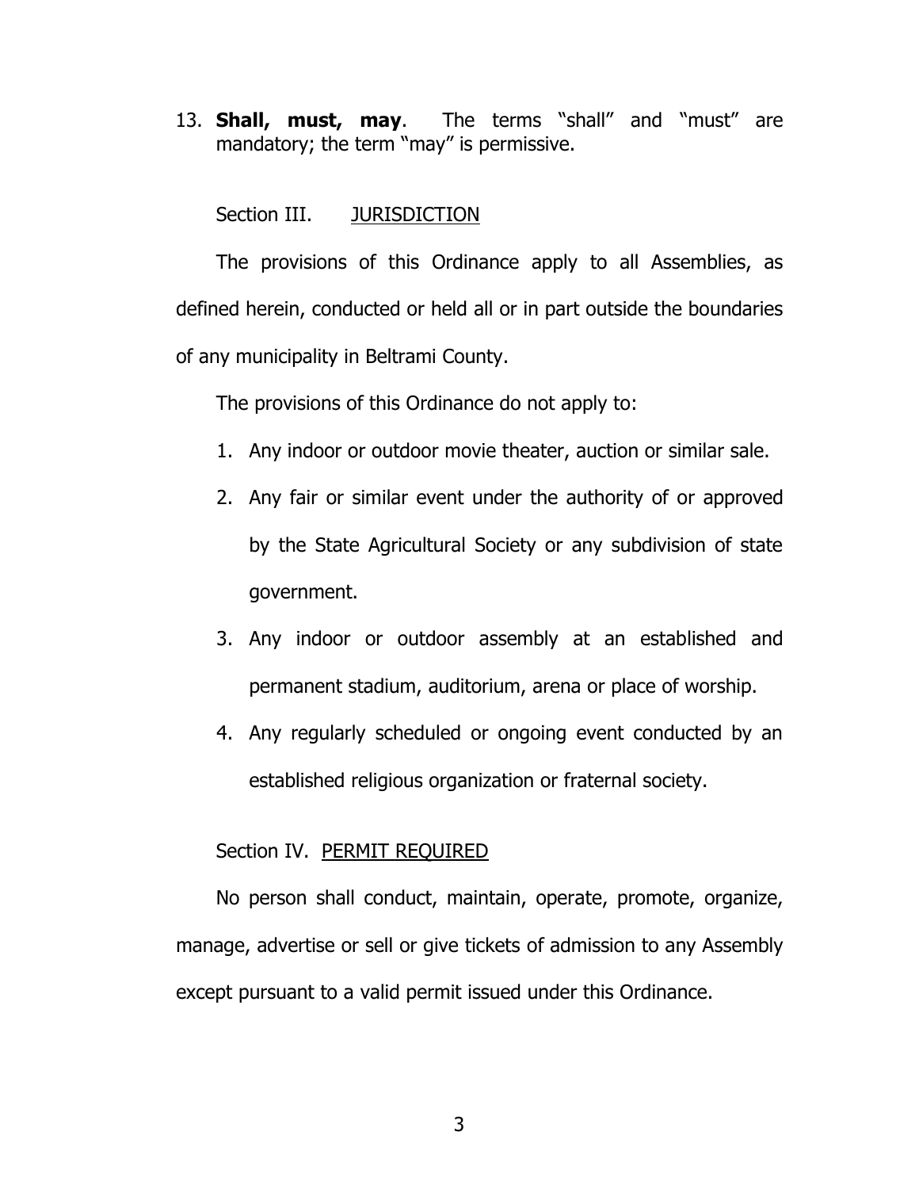13. **Shall, must, may**. The terms "shall" and "must" are mandatory; the term "may" is permissive.

Section III. JURISDICTION

The provisions of this Ordinance apply to all Assemblies, as defined herein, conducted or held all or in part outside the boundaries of any municipality in Beltrami County.

The provisions of this Ordinance do not apply to:

1. Any indoor or outdoor movie theater, auction or similar sale.
2. Any fair or similar event under the authority of or approved by the State Agricultural Society or any subdivision of state government.
3. Any indoor or outdoor assembly at an established and permanent stadium, auditorium, arena or place of worship.
4. Any regularly scheduled or ongoing event conducted by an established religious organization or fraternal society.

Section IV. PERMIT REQUIRED

No person shall conduct, maintain, operate, promote, organize, manage, advertise or sell or give tickets of admission to any Assembly except pursuant to a valid permit issued under this Ordinance.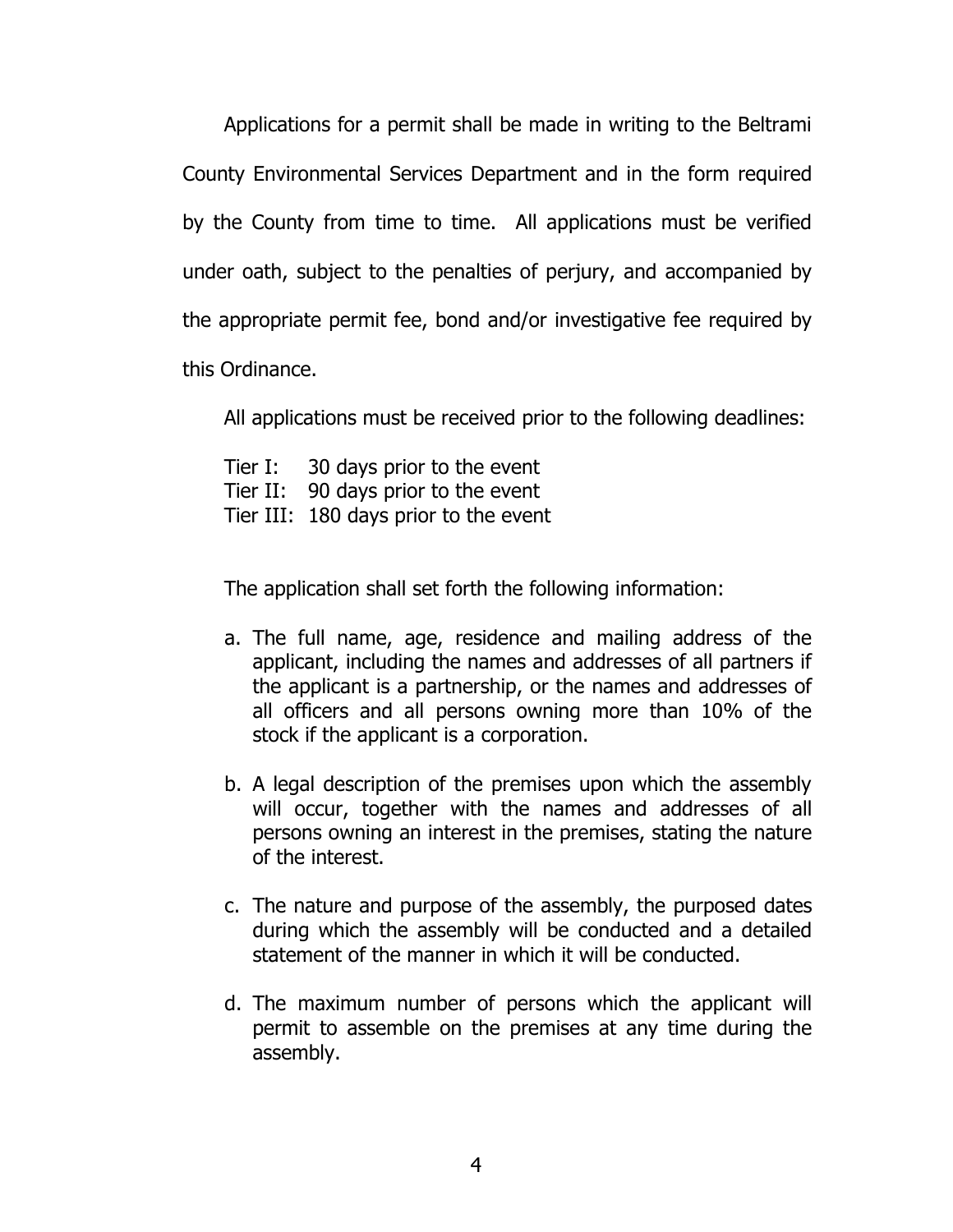Applications for a permit shall be made in writing to the Beltrami County Environmental Services Department and in the form required by the County from time to time. All applications must be verified under oath, subject to the penalties of perjury, and accompanied by the appropriate permit fee, bond and/or investigative fee required by this Ordinance.

All applications must be received prior to the following deadlines:

Tier I: 30 days prior to the event
Tier II: 90 days prior to the event
Tier III: 180 days prior to the event

The application shall set forth the following information:

a. The full name, age, residence and mailing address of the applicant, including the names and addresses of all partners if the applicant is a partnership, or the names and addresses of all officers and all persons owning more than 10% of the stock if the applicant is a corporation.

b. A legal description of the premises upon which the assembly will occur, together with the names and addresses of all persons owning an interest in the premises, stating the nature of the interest.

c. The nature and purpose of the assembly, the purposed dates during which the assembly will be conducted and a detailed statement of the manner in which it will be conducted.

d. The maximum number of persons which the applicant will permit to assemble on the premises at any time during the assembly.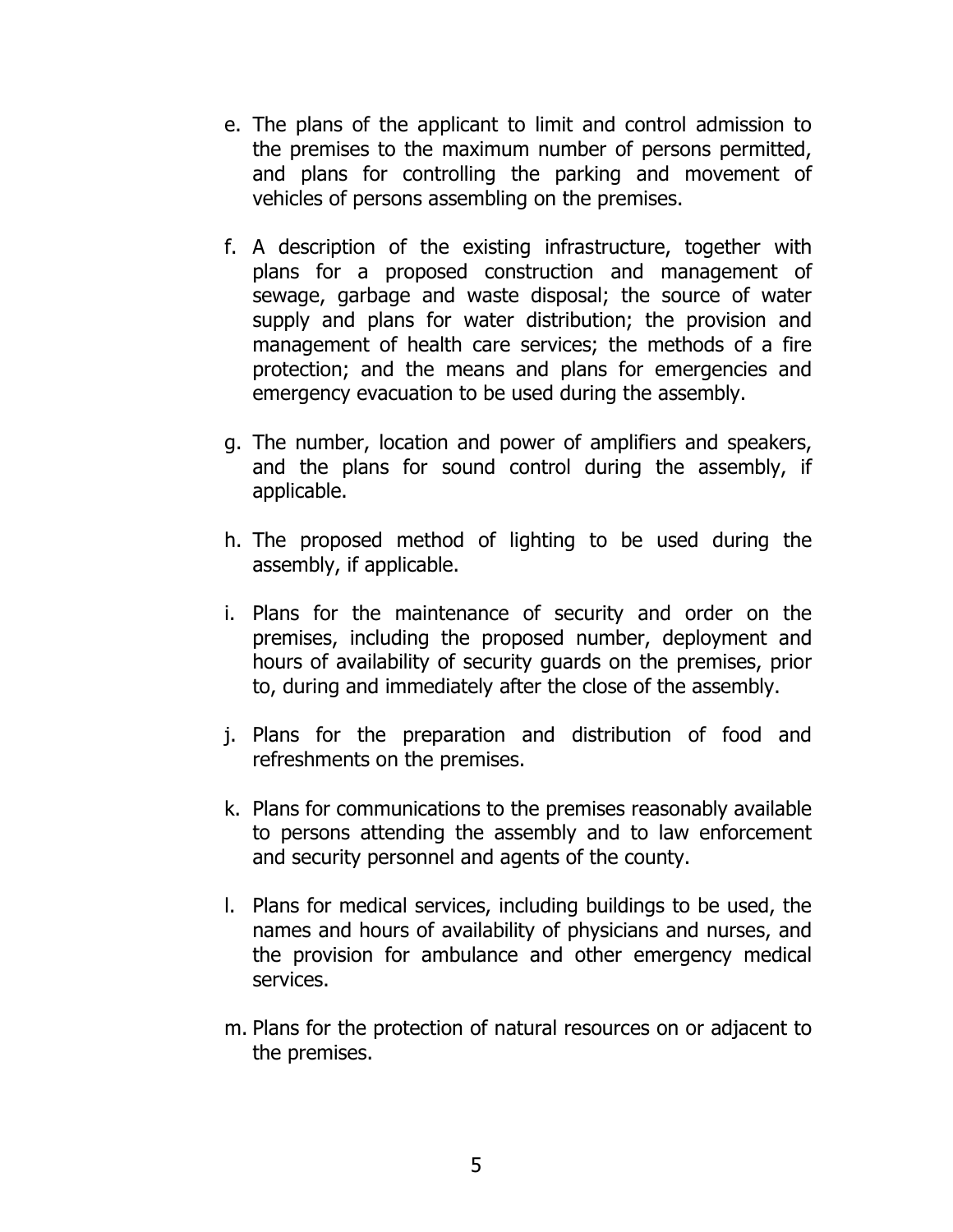e. The plans of the applicant to limit and control admission to the premises to the maximum number of persons permitted, and plans for controlling the parking and movement of vehicles of persons assembling on the premises.

f. A description of the existing infrastructure, together with plans for a proposed construction and management of sewage, garbage and waste disposal; the source of water supply and plans for water distribution; the provision and management of health care services; the methods of a fire protection; and the means and plans for emergencies and emergency evacuation to be used during the assembly.

g. The number, location and power of amplifiers and speakers, and the plans for sound control during the assembly, if applicable.

h. The proposed method of lighting to be used during the assembly, if applicable.

i. Plans for the maintenance of security and order on the premises, including the proposed number, deployment and hours of availability of security guards on the premises, prior to, during and immediately after the close of the assembly.

j. Plans for the preparation and distribution of food and refreshments on the premises.

k. Plans for communications to the premises reasonably available to persons attending the assembly and to law enforcement and security personnel and agents of the county.

l. Plans for medical services, including buildings to be used, the names and hours of availability of physicians and nurses, and the provision for ambulance and other emergency medical services.

m. Plans for the protection of natural resources on or adjacent to the premises.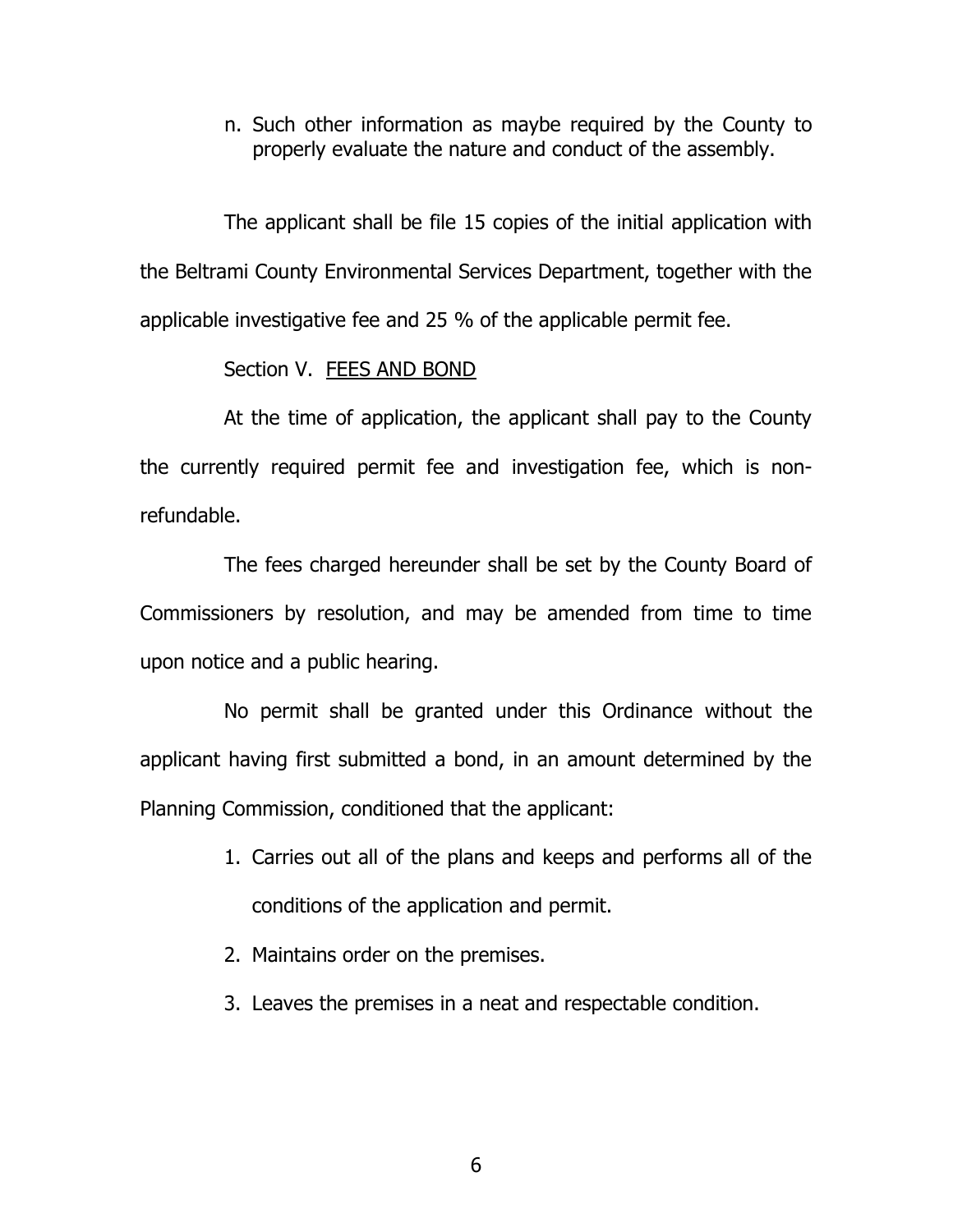n. Such other information as maybe required by the County to properly evaluate the nature and conduct of the assembly.

The applicant shall be file 15 copies of the initial application with the Beltrami County Environmental Services Department, together with the applicable investigative fee and 25 % of the applicable permit fee.

Section V. FEES AND BOND

At the time of application, the applicant shall pay to the County the currently required permit fee and investigation fee, which is non-refundable.

The fees charged hereunder shall be set by the County Board of Commissioners by resolution, and may be amended from time to time upon notice and a public hearing.

No permit shall be granted under this Ordinance without the applicant having first submitted a bond, in an amount determined by the Planning Commission, conditioned that the applicant:

1. Carries out all of the plans and keeps and performs all of the conditions of the application and permit.
2. Maintains order on the premises.
3. Leaves the premises in a neat and respectable condition.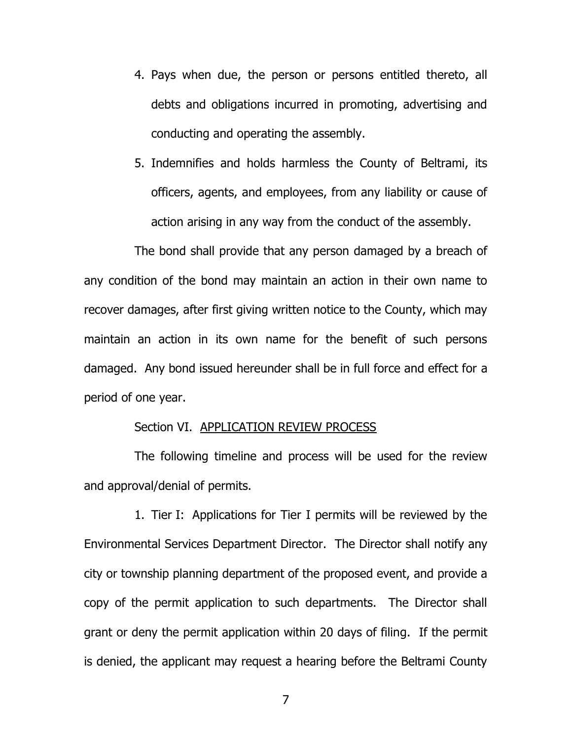4. Pays when due, the person or persons entitled thereto, all debts and obligations incurred in promoting, advertising and conducting and operating the assembly.
5. Indemnifies and holds harmless the County of Beltrami, its officers, agents, and employees, from any liability or cause of action arising in any way from the conduct of the assembly.

The bond shall provide that any person damaged by a breach of any condition of the bond may maintain an action in their own name to recover damages, after first giving written notice to the County, which may maintain an action in its own name for the benefit of such persons damaged. Any bond issued hereunder shall be in full force and effect for a period of one year.

## Section VI. <u>APPLICATION REVIEW PROCESS</u>

The following timeline and process will be used for the review and approval/denial of permits.

1. Tier I: Applications for Tier I permits will be reviewed by the Environmental Services Department Director. The Director shall notify any city or township planning department of the proposed event, and provide a copy of the permit application to such departments. The Director shall grant or deny the permit application within 20 days of filing. If the permit is denied, the applicant may request a hearing before the Beltrami County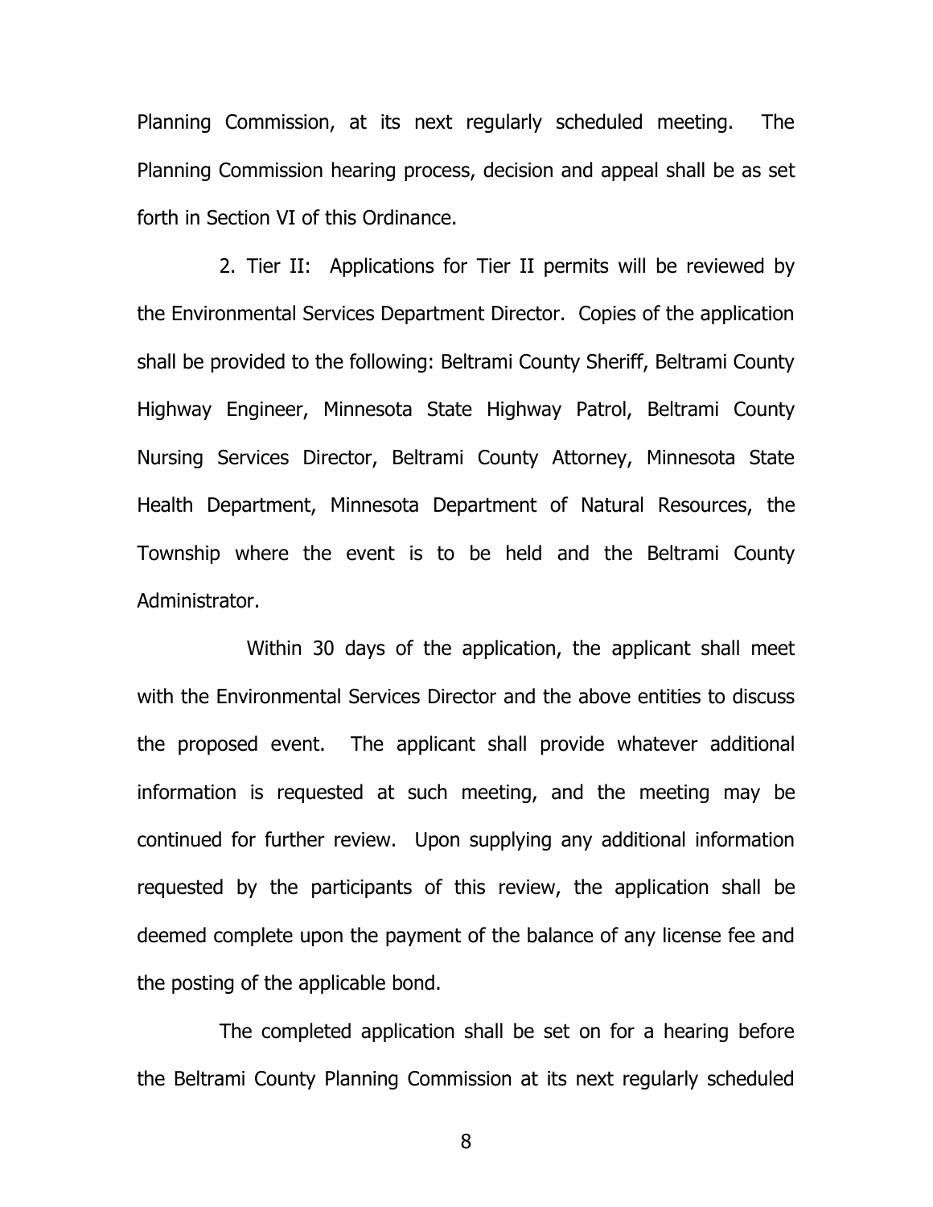Planning Commission, at its next regularly scheduled meeting. The Planning Commission hearing process, decision and appeal shall be as set forth in Section VI of this Ordinance.

2. Tier II: Applications for Tier II permits will be reviewed by the Environmental Services Department Director. Copies of the application shall be provided to the following: Beltrami County Sheriff, Beltrami County Highway Engineer, Minnesota State Highway Patrol, Beltrami County Nursing Services Director, Beltrami County Attorney, Minnesota State Health Department, Minnesota Department of Natural Resources, the Township where the event is to be held and the Beltrami County Administrator.

Within 30 days of the application, the applicant shall meet with the Environmental Services Director and the above entities to discuss the proposed event. The applicant shall provide whatever additional information is requested at such meeting, and the meeting may be continued for further review. Upon supplying any additional information requested by the participants of this review, the application shall be deemed complete upon the payment of the balance of any license fee and the posting of the applicable bond.

The completed application shall be set on for a hearing before the Beltrami County Planning Commission at its next regularly scheduled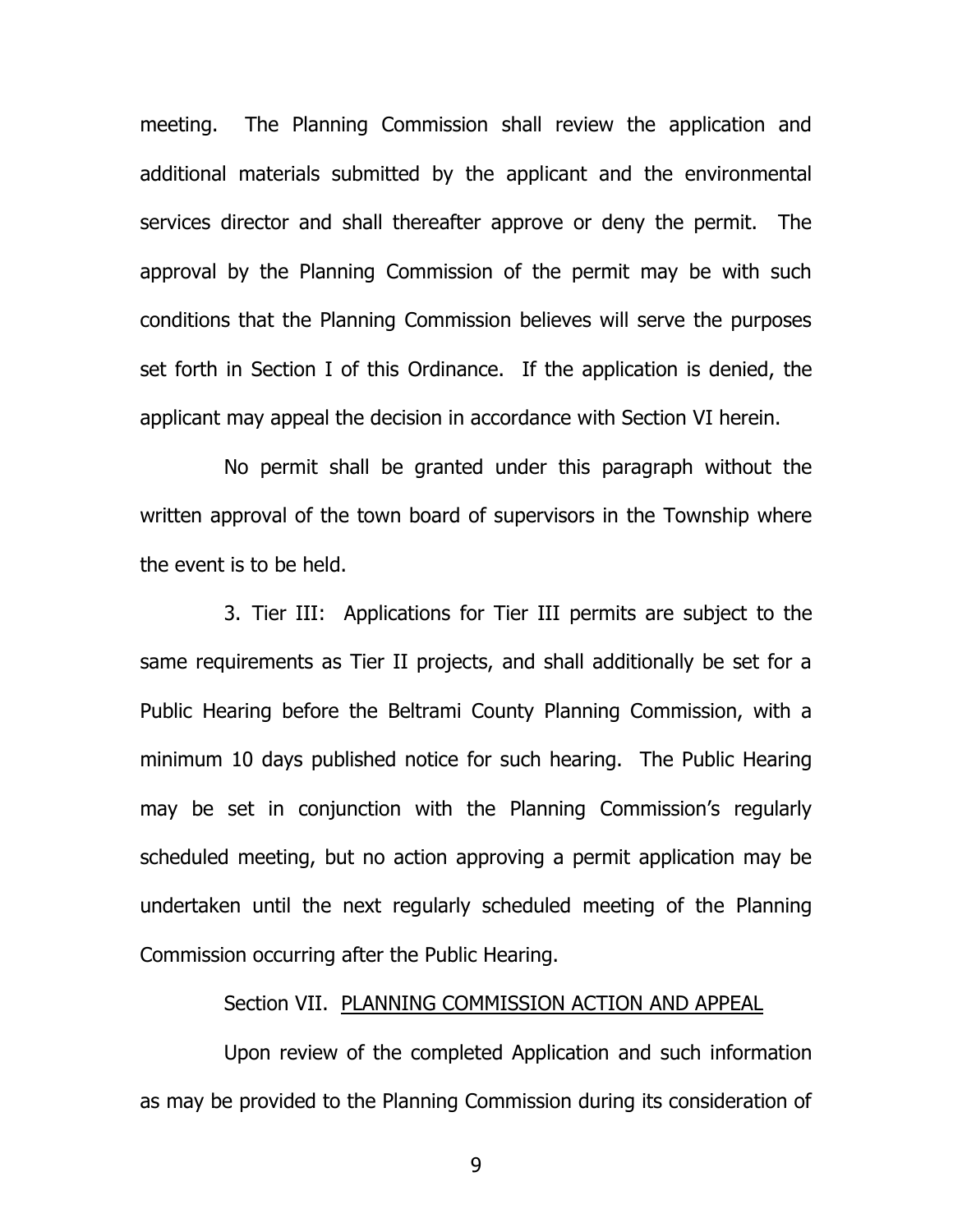meeting. The Planning Commission shall review the application and additional materials submitted by the applicant and the environmental services director and shall thereafter approve or deny the permit. The approval by the Planning Commission of the permit may be with such conditions that the Planning Commission believes will serve the purposes set forth in Section I of this Ordinance. If the application is denied, the applicant may appeal the decision in accordance with Section VI herein.

No permit shall be granted under this paragraph without the written approval of the town board of supervisors in the Township where the event is to be held.

3. Tier III: Applications for Tier III permits are subject to the same requirements as Tier II projects, and shall additionally be set for a Public Hearing before the Beltrami County Planning Commission, with a minimum 10 days published notice for such hearing. The Public Hearing may be set in conjunction with the Planning Commission's regularly scheduled meeting, but no action approving a permit application may be undertaken until the next regularly scheduled meeting of the Planning Commission occurring after the Public Hearing.

Section VII. <u>PLANNING COMMISSION ACTION AND APPEAL</u>

Upon review of the completed Application and such information as may be provided to the Planning Commission during its consideration of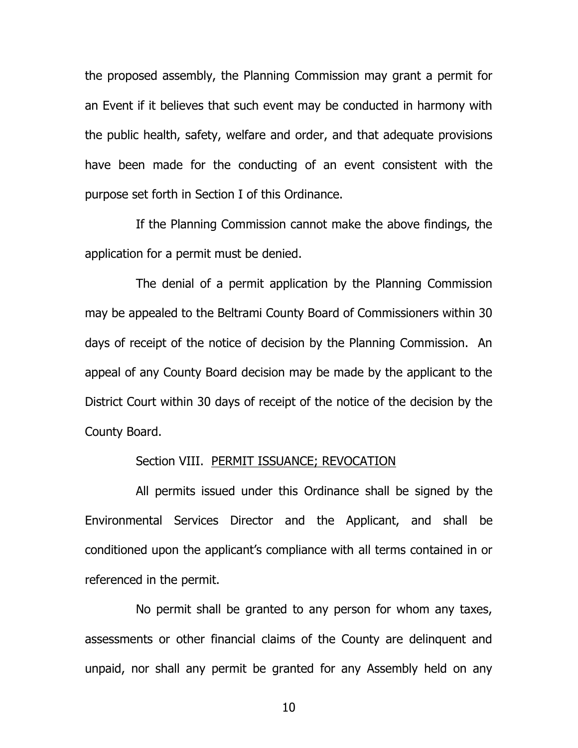the proposed assembly, the Planning Commission may grant a permit for an Event if it believes that such event may be conducted in harmony with the public health, safety, welfare and order, and that adequate provisions have been made for the conducting of an event consistent with the purpose set forth in Section I of this Ordinance.

If the Planning Commission cannot make the above findings, the application for a permit must be denied.

The denial of a permit application by the Planning Commission may be appealed to the Beltrami County Board of Commissioners within 30 days of receipt of the notice of decision by the Planning Commission. An appeal of any County Board decision may be made by the applicant to the District Court within 30 days of receipt of the notice of the decision by the County Board.

Section VIII. PERMIT ISSUANCE; REVOCATION

All permits issued under this Ordinance shall be signed by the Environmental Services Director and the Applicant, and shall be conditioned upon the applicant's compliance with all terms contained in or referenced in the permit.

No permit shall be granted to any person for whom any taxes, assessments or other financial claims of the County are delinquent and unpaid, nor shall any permit be granted for any Assembly held on any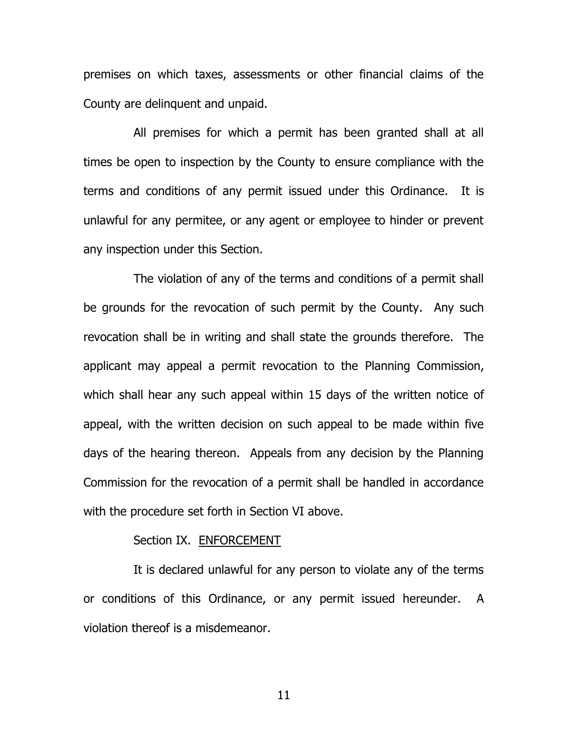premises on which taxes, assessments or other financial claims of the County are delinquent and unpaid.

All premises for which a permit has been granted shall at all times be open to inspection by the County to ensure compliance with the terms and conditions of any permit issued under this Ordinance. It is unlawful for any permitee, or any agent or employee to hinder or prevent any inspection under this Section.

The violation of any of the terms and conditions of a permit shall be grounds for the revocation of such permit by the County. Any such revocation shall be in writing and shall state the grounds therefore. The applicant may appeal a permit revocation to the Planning Commission, which shall hear any such appeal within 15 days of the written notice of appeal, with the written decision on such appeal to be made within five days of the hearing thereon. Appeals from any decision by the Planning Commission for the revocation of a permit shall be handled in accordance with the procedure set forth in Section VI above.

## Section IX. ENFORCEMENT

It is declared unlawful for any person to violate any of the terms or conditions of this Ordinance, or any permit issued hereunder. A violation thereof is a misdemeanor.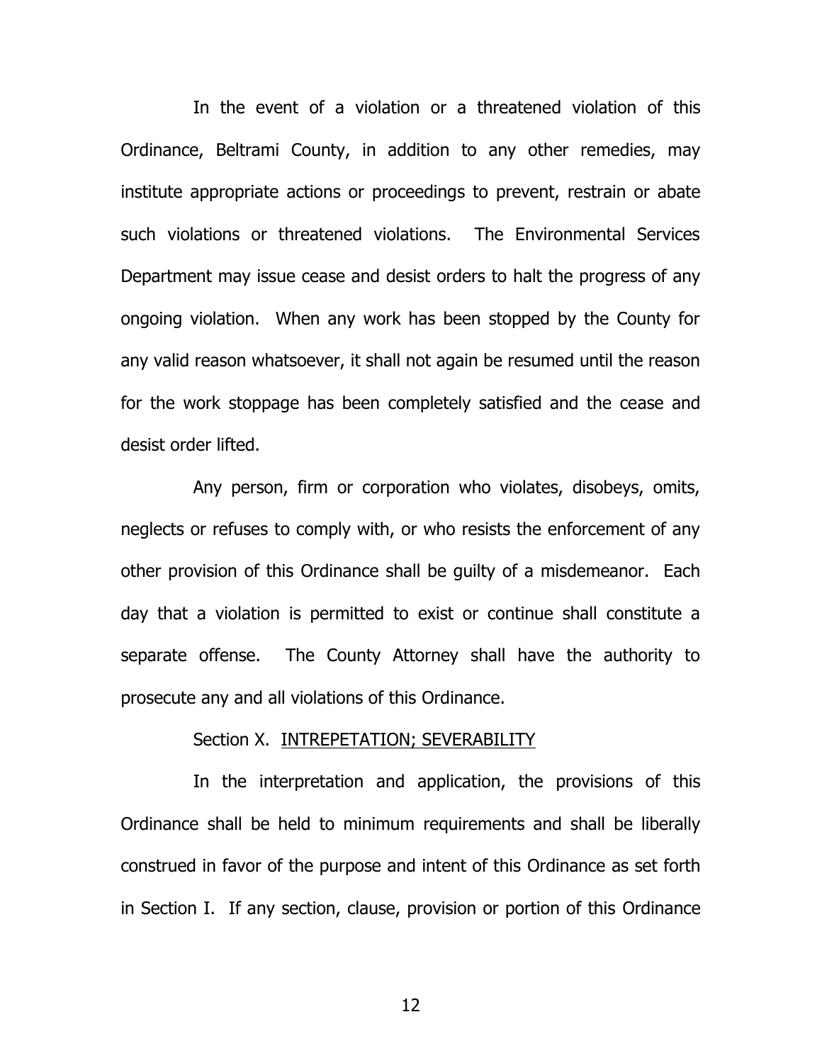In the event of a violation or a threatened violation of this Ordinance, Beltrami County, in addition to any other remedies, may institute appropriate actions or proceedings to prevent, restrain or abate such violations or threatened violations. The Environmental Services Department may issue cease and desist orders to halt the progress of any ongoing violation. When any work has been stopped by the County for any valid reason whatsoever, it shall not again be resumed until the reason for the work stoppage has been completely satisfied and the cease and desist order lifted.

Any person, firm or corporation who violates, disobeys, omits, neglects or refuses to comply with, or who resists the enforcement of any other provision of this Ordinance shall be guilty of a misdemeanor. Each day that a violation is permitted to exist or continue shall constitute a separate offense. The County Attorney shall have the authority to prosecute any and all violations of this Ordinance.

Section X. <u>INTREPETATION; SEVERABILITY</u>

In the interpretation and application, the provisions of this Ordinance shall be held to minimum requirements and shall be liberally construed in favor of the purpose and intent of this Ordinance as set forth in Section I. If any section, clause, provision or portion of this Ordinance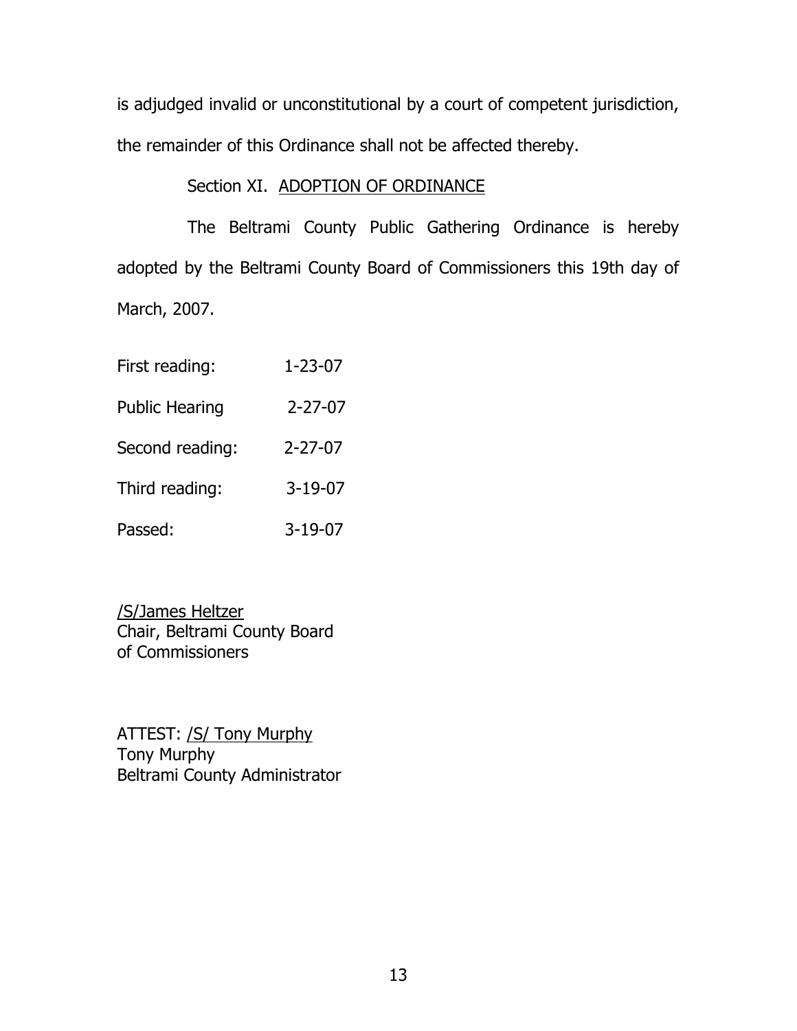is adjudged invalid or unconstitutional by a court of competent jurisdiction, the remainder of this Ordinance shall not be affected thereby.

Section XI. ADOPTION OF ORDINANCE

The Beltrami County Public Gathering Ordinance is hereby adopted by the Beltrami County Board of Commissioners this 19th day of March, 2007.

| | |
|---|---|
| First reading: | 1-23-07 |
| Public Hearing | 2-27-07 |
| Second reading: | 2-27-07 |
| Third reading: | 3-19-07 |
| Passed: | 3-19-07 |

/S/James Heltzer
Chair, Beltrami County Board
of Commissioners

ATTEST: /S/ Tony Murphy
Tony Murphy
Beltrami County Administrator